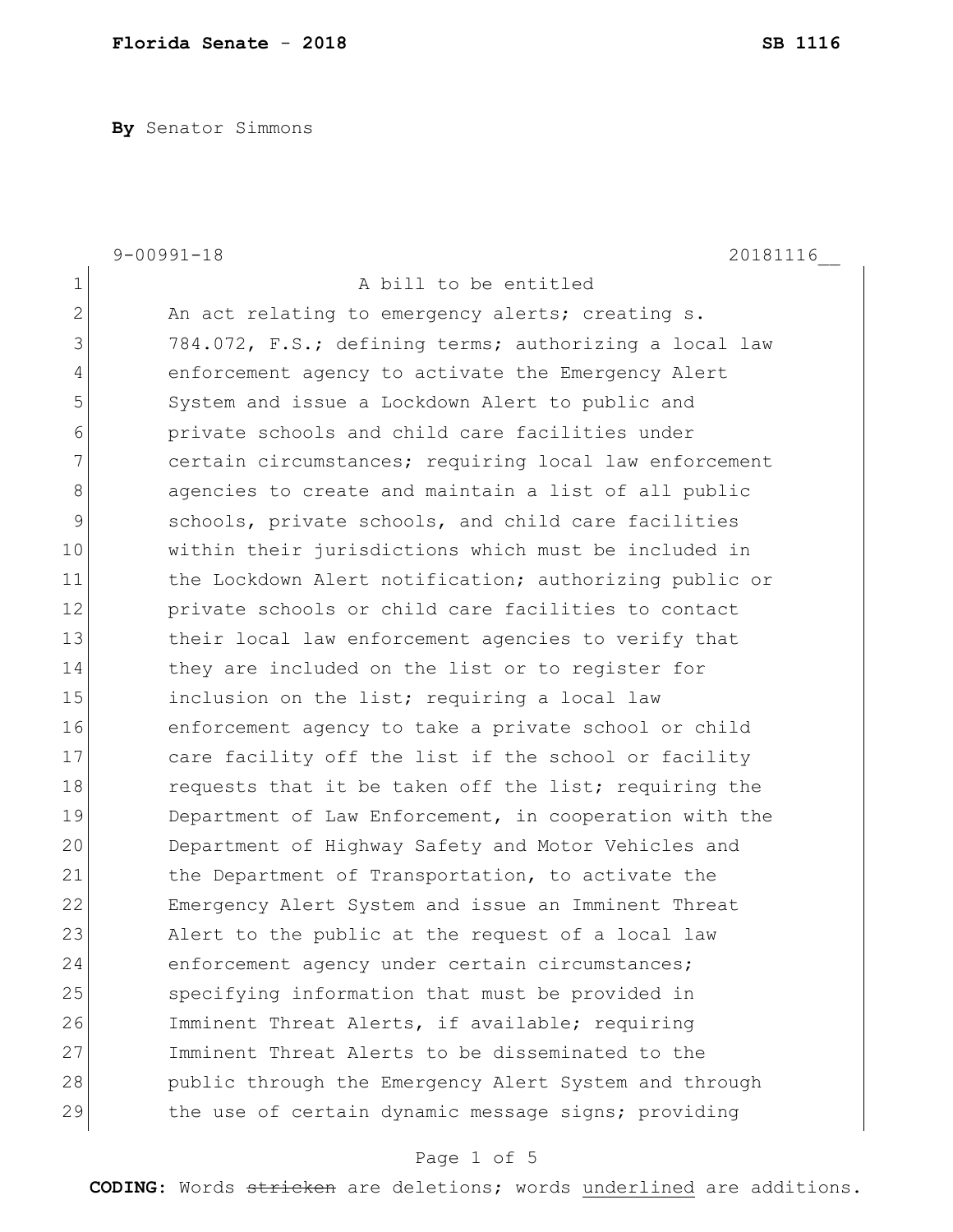**Florida Senate - 2018** **SB 1116**

**By** Senator Simmons

9-00991-18 20181116__

1 A bill to be entitled
2 An act relating to emergency alerts; creating s.
3 784.072, F.S.; defining terms; authorizing a local law
4 enforcement agency to activate the Emergency Alert
5 System and issue a Lockdown Alert to public and
6 private schools and child care facilities under
7 certain circumstances; requiring local law enforcement
8 agencies to create and maintain a list of all public
9 schools, private schools, and child care facilities
10 within their jurisdictions which must be included in
11 the Lockdown Alert notification; authorizing public or
12 private schools or child care facilities to contact
13 their local law enforcement agencies to verify that
14 they are included on the list or to register for
15 inclusion on the list; requiring a local law
16 enforcement agency to take a private school or child
17 care facility off the list if the school or facility
18 requests that it be taken off the list; requiring the
19 Department of Law Enforcement, in cooperation with the
20 Department of Highway Safety and Motor Vehicles and
21 the Department of Transportation, to activate the
22 Emergency Alert System and issue an Imminent Threat
23 Alert to the public at the request of a local law
24 enforcement agency under certain circumstances;
25 specifying information that must be provided in
26 Imminent Threat Alerts, if available; requiring
27 Imminent Threat Alerts to be disseminated to the
28 public through the Emergency Alert System and through
29 the use of certain dynamic message signs; providing

**CODING:** Words ~~stricken~~ are deletions; words <u>underlined</u> are additions.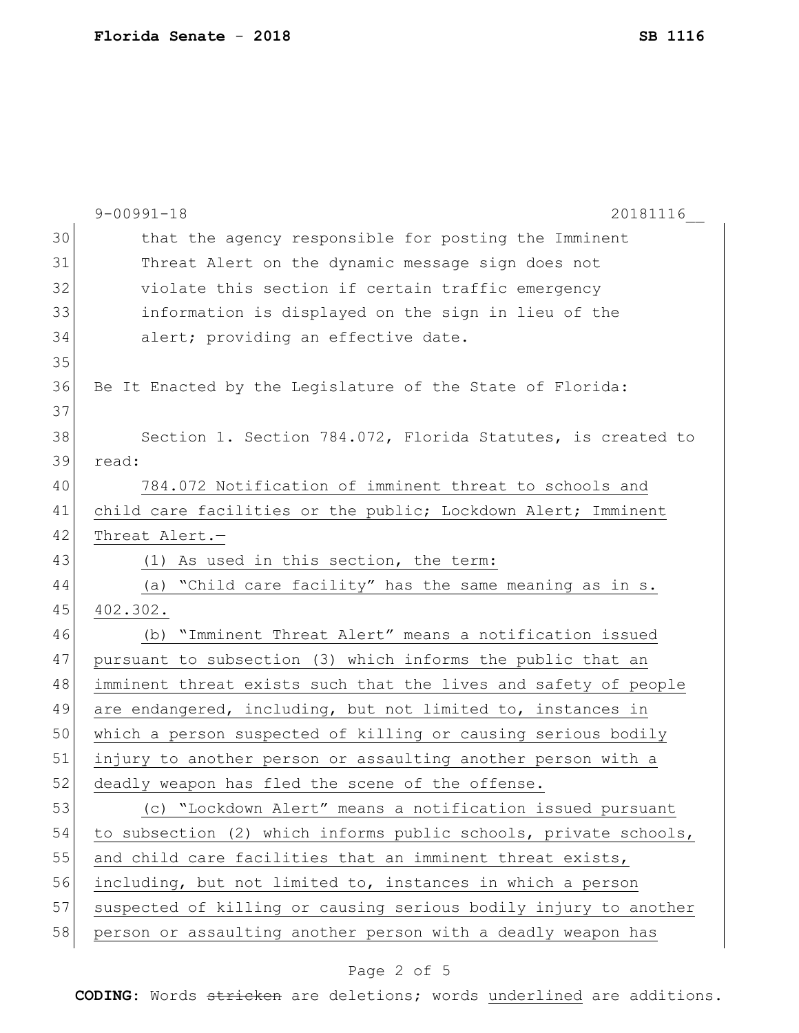that the agency responsible for posting the Imminent Threat Alert on the dynamic message sign does not violate this section if certain traffic emergency information is displayed on the sign in lieu of the alert; providing an effective date.

Be It Enacted by the Legislature of the State of Florida:

Section 1. Section 784.072, Florida Statutes, is created to read:

784.072 Notification of imminent threat to schools and child care facilities or the public; Lockdown Alert; Imminent Threat Alert.—

(1) As used in this section, the term:

(a) "Child care facility" has the same meaning as in s. 402.302.

(b) "Imminent Threat Alert" means a notification issued pursuant to subsection (3) which informs the public that an imminent threat exists such that the lives and safety of people are endangered, including, but not limited to, instances in which a person suspected of killing or causing serious bodily injury to another person or assaulting another person with a deadly weapon has fled the scene of the offense.

(c) "Lockdown Alert" means a notification issued pursuant to subsection (2) which informs public schools, private schools, and child care facilities that an imminent threat exists, including, but not limited to, instances in which a person suspected of killing or causing serious bodily injury to another person or assaulting another person with a deadly weapon has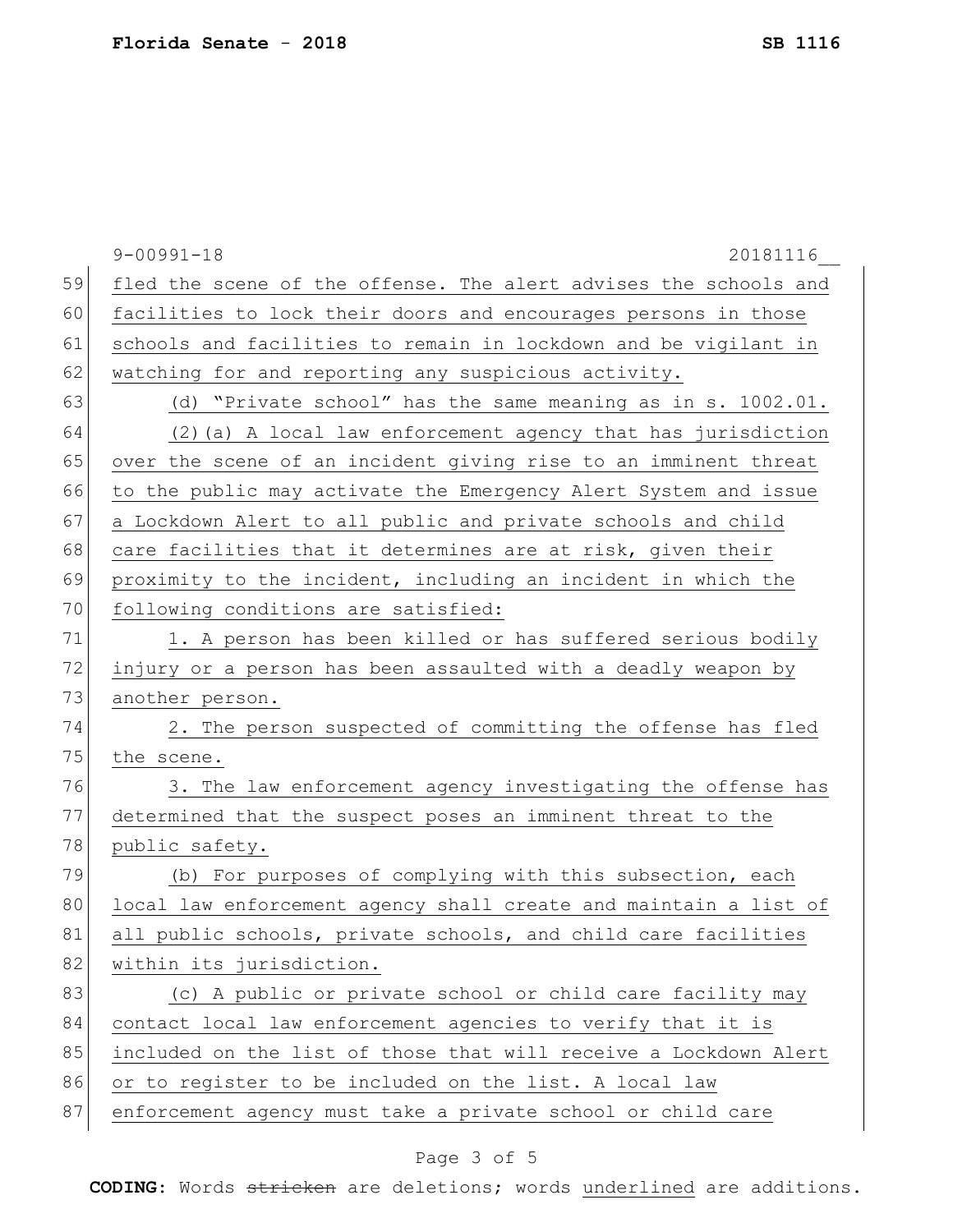fled the scene of the offense. The alert advises the schools and facilities to lock their doors and encourages persons in those schools and facilities to remain in lockdown and be vigilant in watching for and reporting any suspicious activity.

(d) "Private school" has the same meaning as in s. 1002.01.

(2)(a) A local law enforcement agency that has jurisdiction over the scene of an incident giving rise to an imminent threat to the public may activate the Emergency Alert System and issue a Lockdown Alert to all public and private schools and child care facilities that it determines are at risk, given their proximity to the incident, including an incident in which the following conditions are satisfied:

1. A person has been killed or has suffered serious bodily injury or a person has been assaulted with a deadly weapon by another person.

2. The person suspected of committing the offense has fled the scene.

3. The law enforcement agency investigating the offense has determined that the suspect poses an imminent threat to the public safety.

(b) For purposes of complying with this subsection, each local law enforcement agency shall create and maintain a list of all public schools, private schools, and child care facilities within its jurisdiction.

(c) A public or private school or child care facility may contact local law enforcement agencies to verify that it is included on the list of those that will receive a Lockdown Alert or to register to be included on the list. A local law enforcement agency must take a private school or child care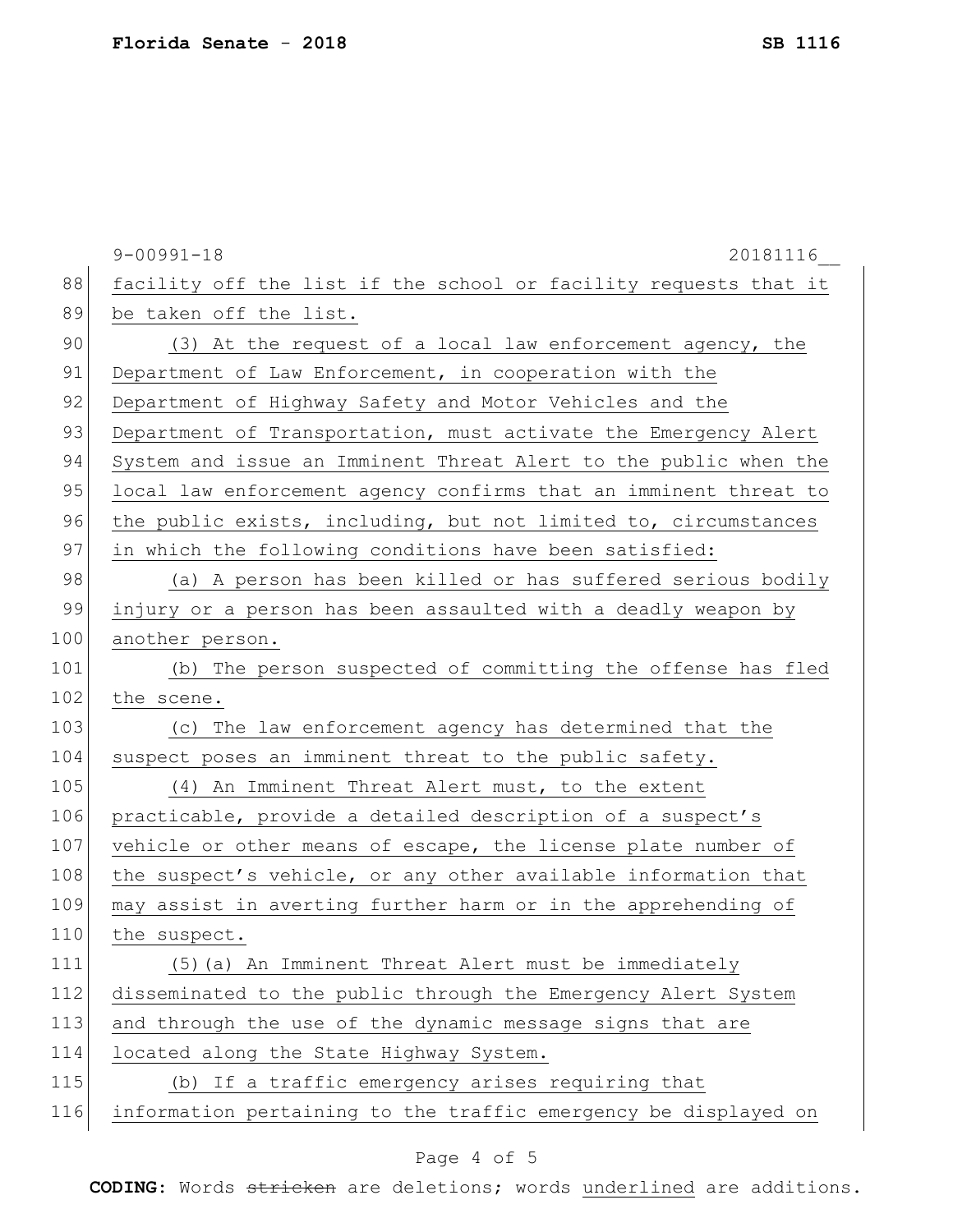facility off the list if the school or facility requests that it be taken off the list.

(3) At the request of a local law enforcement agency, the Department of Law Enforcement, in cooperation with the Department of Highway Safety and Motor Vehicles and the Department of Transportation, must activate the Emergency Alert System and issue an Imminent Threat Alert to the public when the local law enforcement agency confirms that an imminent threat to the public exists, including, but not limited to, circumstances in which the following conditions have been satisfied:

(a) A person has been killed or has suffered serious bodily injury or a person has been assaulted with a deadly weapon by another person.

(b) The person suspected of committing the offense has fled the scene.

(c) The law enforcement agency has determined that the suspect poses an imminent threat to the public safety.

(4) An Imminent Threat Alert must, to the extent practicable, provide a detailed description of a suspect's vehicle or other means of escape, the license plate number of the suspect's vehicle, or any other available information that may assist in averting further harm or in the apprehending of the suspect.

(5)(a) An Imminent Threat Alert must be immediately disseminated to the public through the Emergency Alert System and through the use of the dynamic message signs that are located along the State Highway System.

(b) If a traffic emergency arises requiring that information pertaining to the traffic emergency be displayed on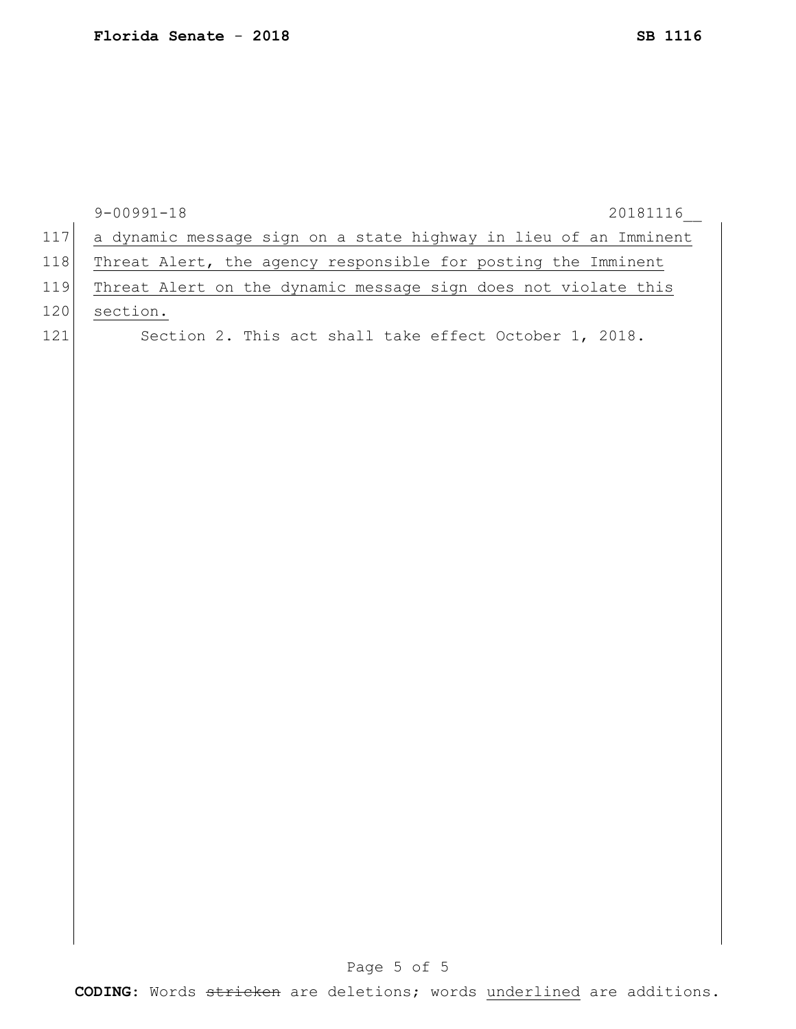9-00991-18 20181116__

117 <u>a dynamic message sign on a state highway in lieu of an Imminent</u>
118 <u>Threat Alert, the agency responsible for posting the Imminent</u>
119 <u>Threat Alert on the dynamic message sign does not violate this</u>
120 <u>section.</u>
121 Section 2. This act shall take effect October 1, 2018.

**CODING:** Words ~~stricken~~ are deletions; words <u>underlined</u> are additions.